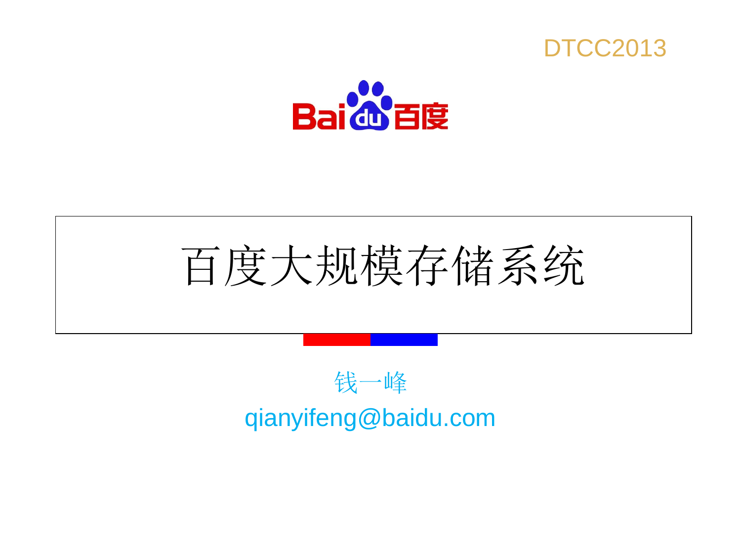DTCC2013

Baidu百度

# 百度大规模存储系统

钱一峰

qianyifeng@baidu.com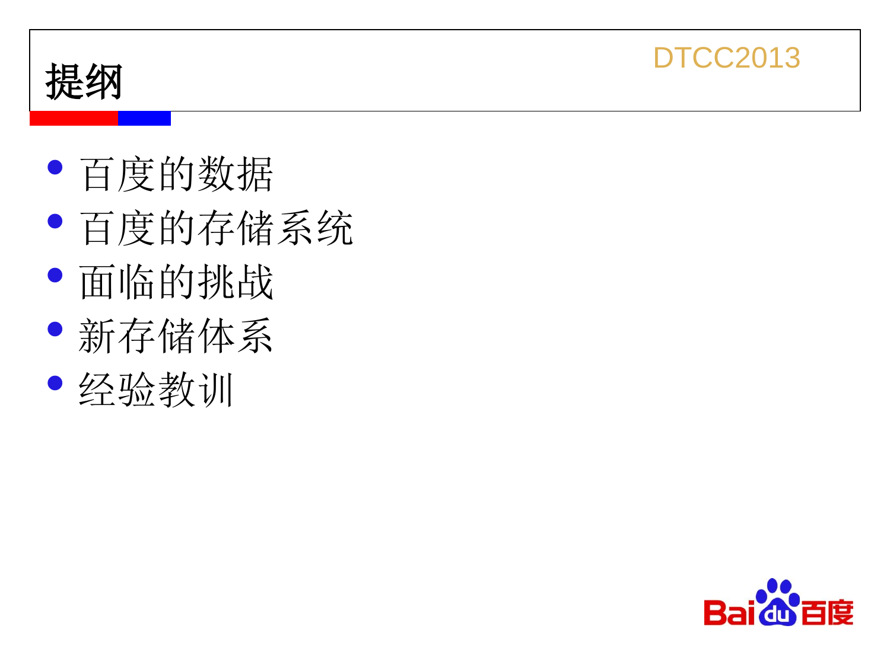# 提纲

- 百度的数据
- 百度的存储系统
- 面临的挑战
- 新存储体系
- 经验教训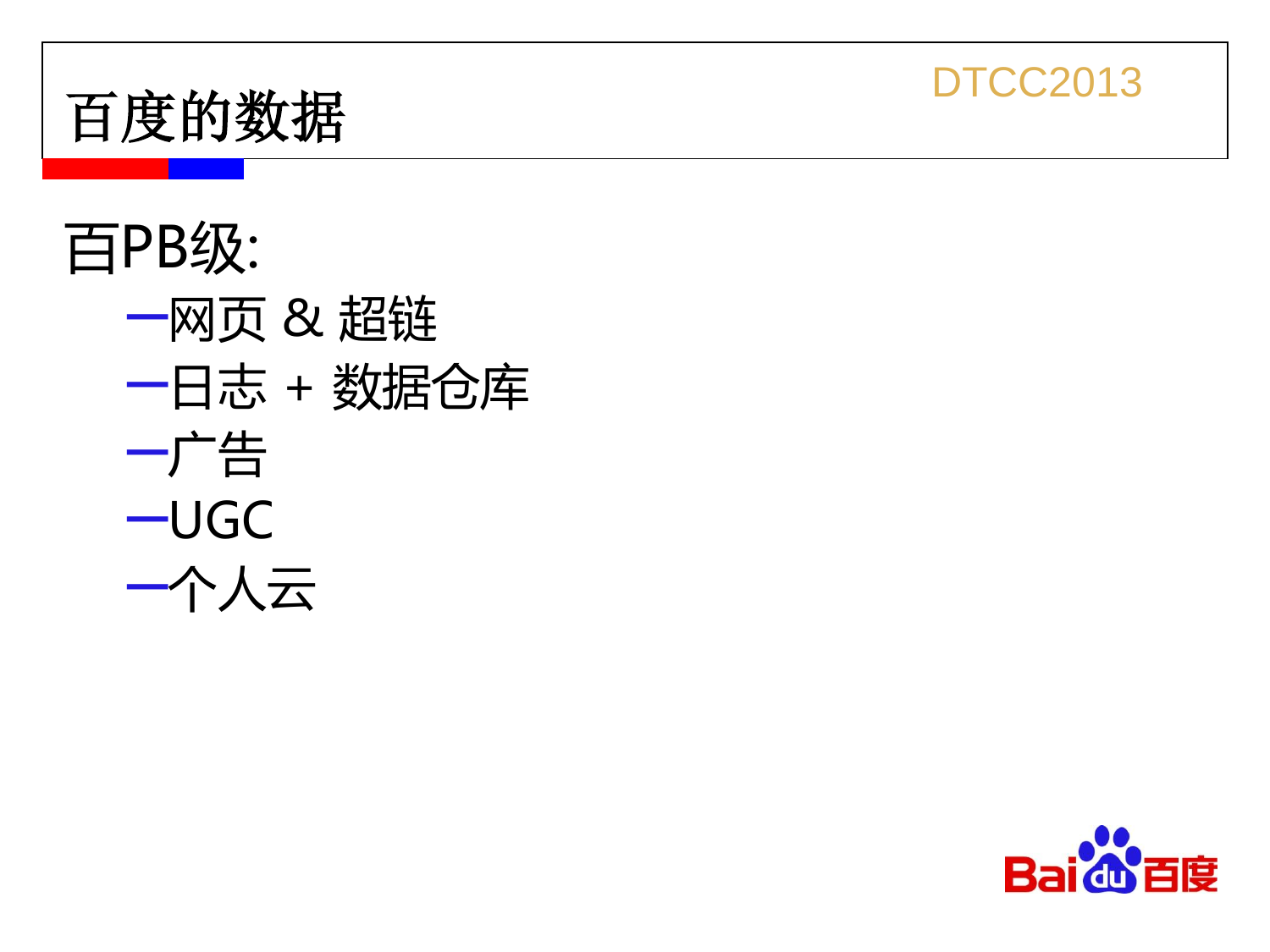# 百度的数据

百PB级:

- 网页 & 超链
- 日志 + 数据仓库
- 广告
- UGC
- 个人云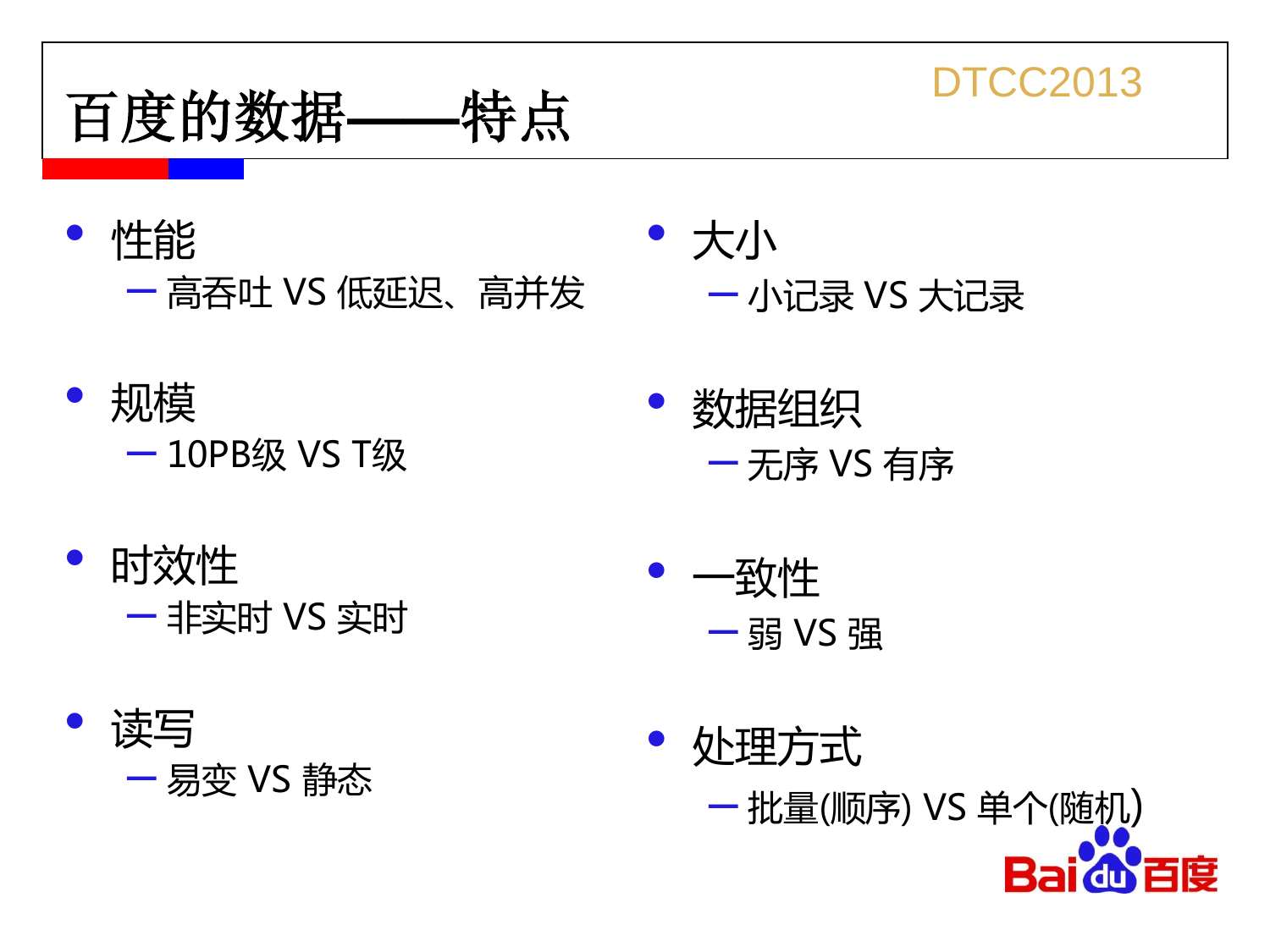# 百度的数据——特点

- 性能
  - 高吞吐 VS 低延迟、高并发
- 规模
  - 10PB级 VS T级
- 时效性
  - 非实时 VS 实时
- 读写
  - 易变 VS 静态
- 大小
  - 小记录 VS 大记录
- 数据组织
  - 无序 VS 有序
- 一致性
  - 弱 VS 强
- 处理方式
  - 批量(顺序) VS 单个(随机)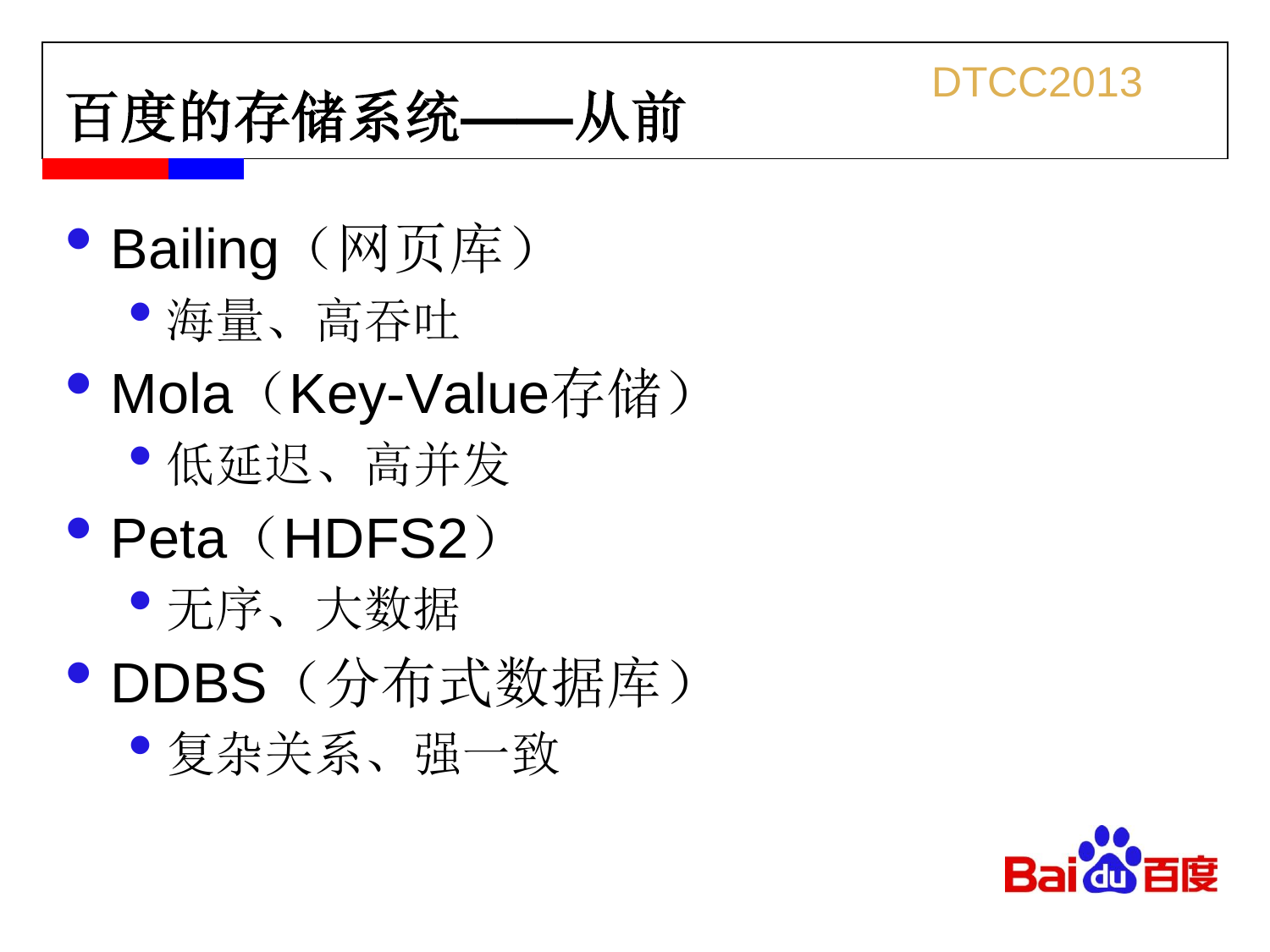# 百度的存储系统——从前

- Bailing（网页库）
  - 海量、高吞吐
- Mola（Key-Value存储）
  - 低延迟、高并发
- Peta（HDFS2）
  - 无序、大数据
- DDBS（分布式数据库）
  - 复杂关系、强一致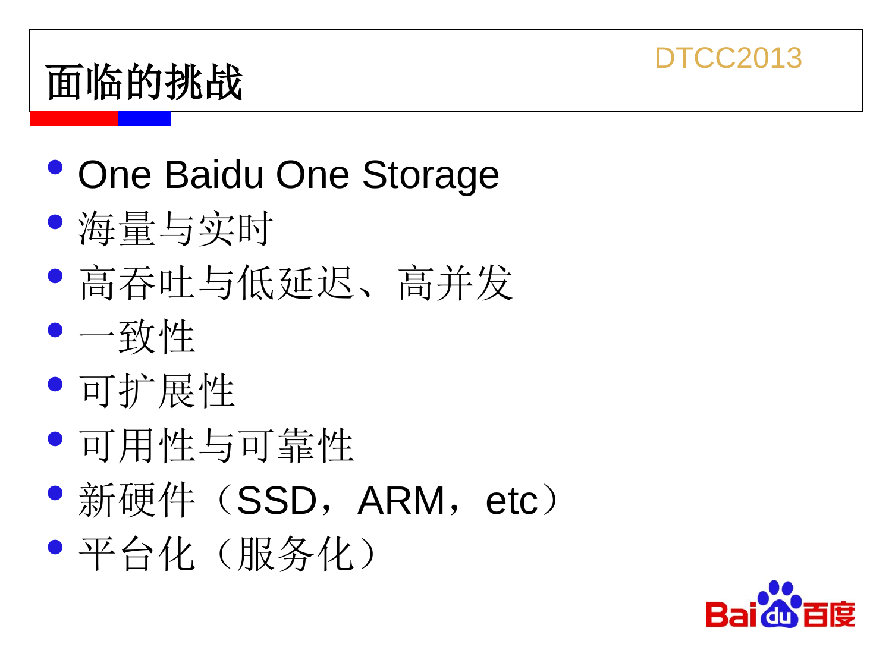# 面临的挑战

- One Baidu One Storage
- 海量与实时
- 高吞吐与低延迟、高并发
- 一致性
- 可扩展性
- 可用性与可靠性
- 新硬件（SSD，ARM，etc）
- 平台化（服务化）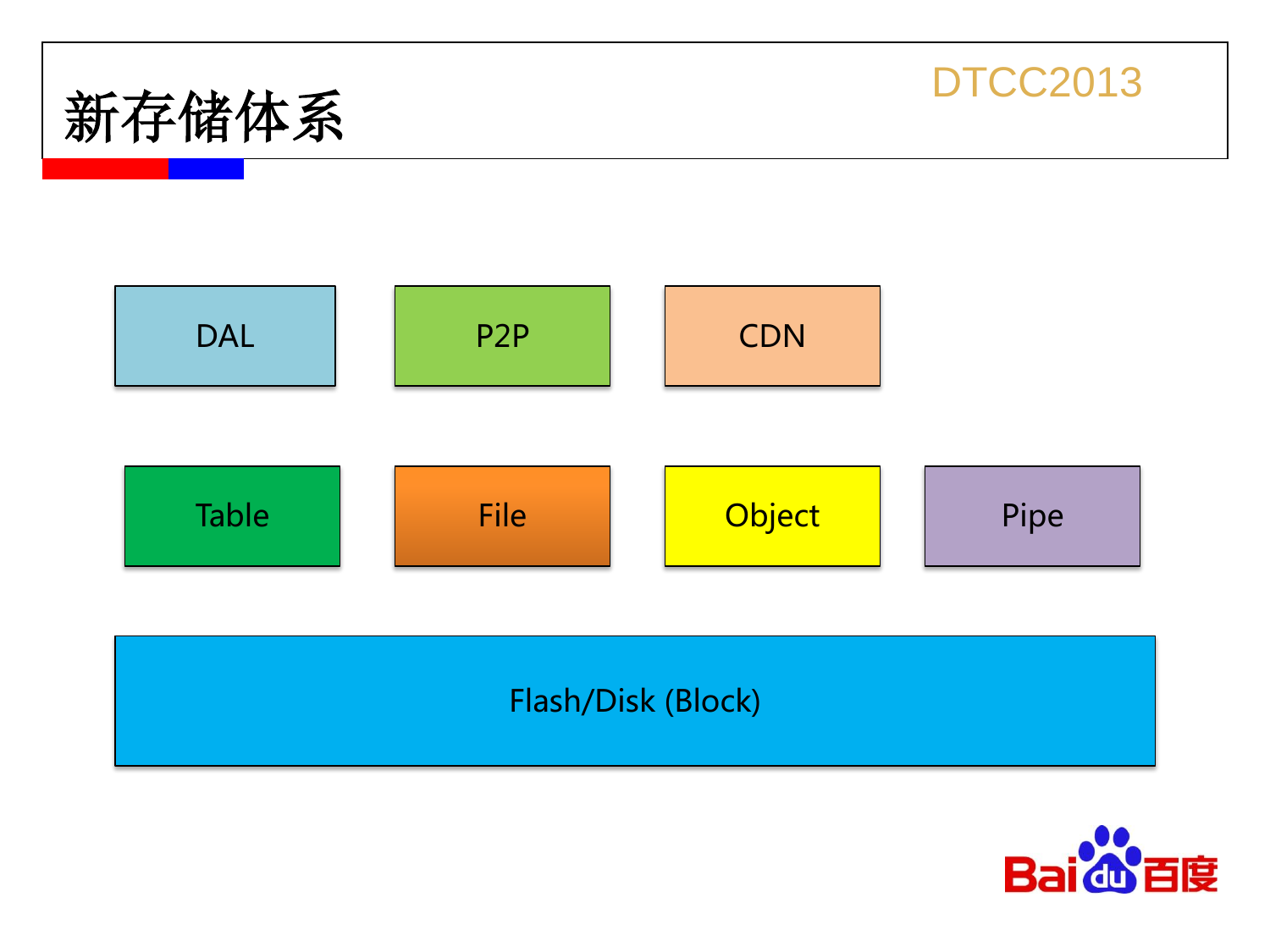# 新存储体系

DAL

P2P

CDN

Table

File

Object

Pipe

Flash/Disk (Block)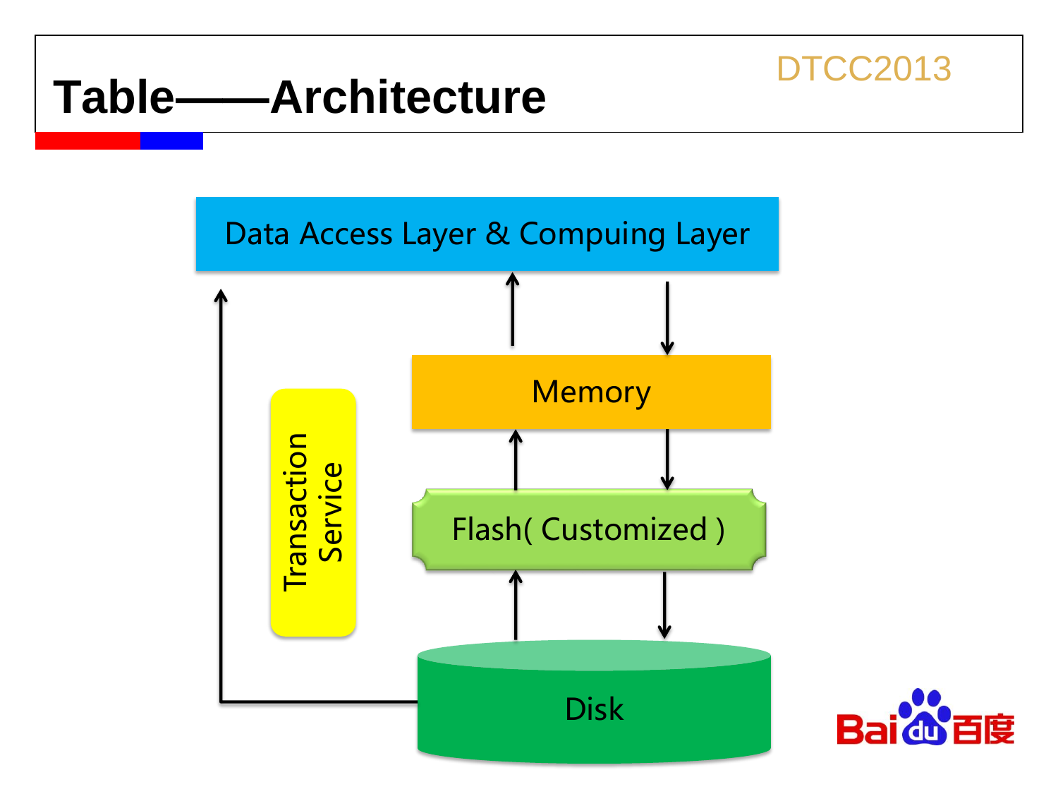# Table——Architecture

DTCC2013

Data Access Layer & Compuing Layer

Memory

Flash( Customized )

Disk

Transaction Service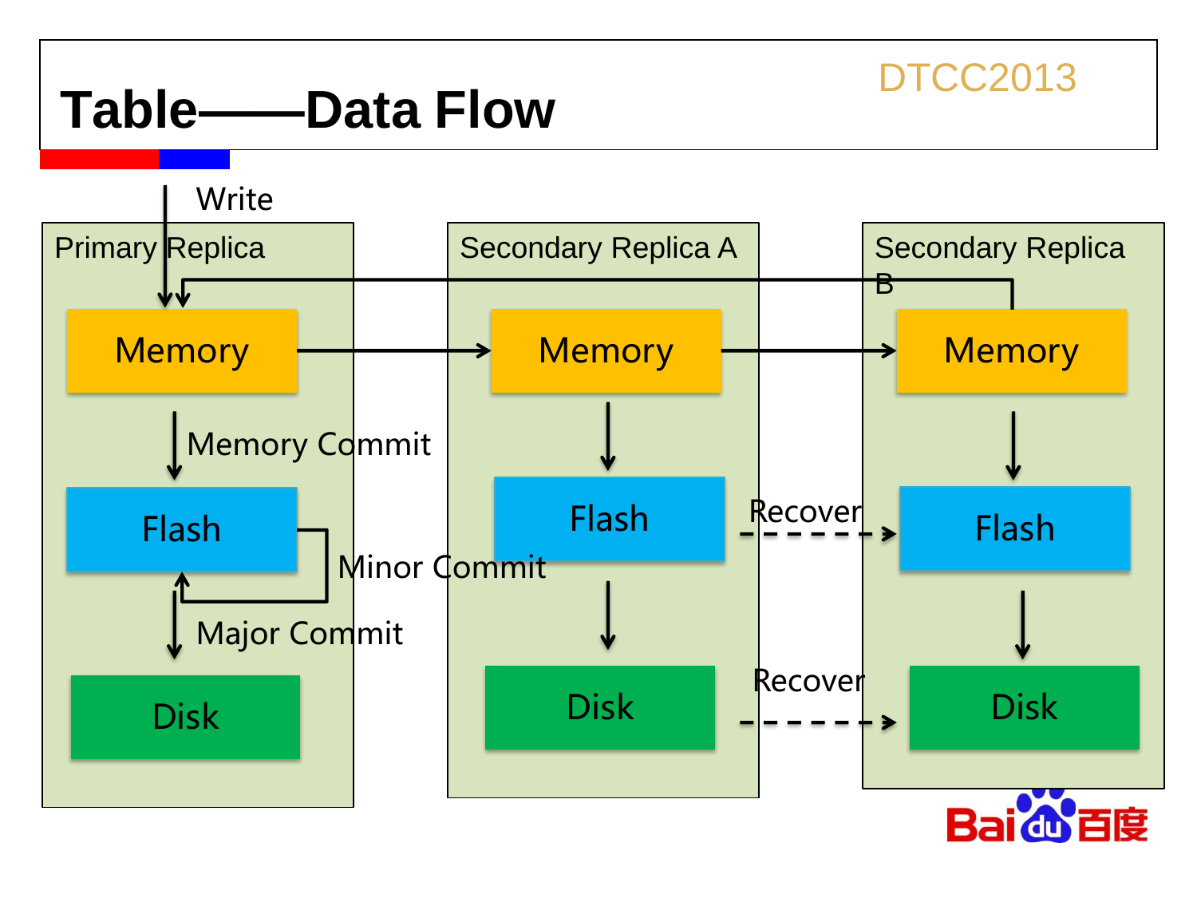# Table——Data Flow

DTCC2013

Write

Primary Replica

Memory

Memory Commit

Flash

Minor Commit

Major Commit

Disk

Secondary Replica A

Memory

Flash

Disk

Recover

Recover

Secondary Replica B

Memory

Flash

Disk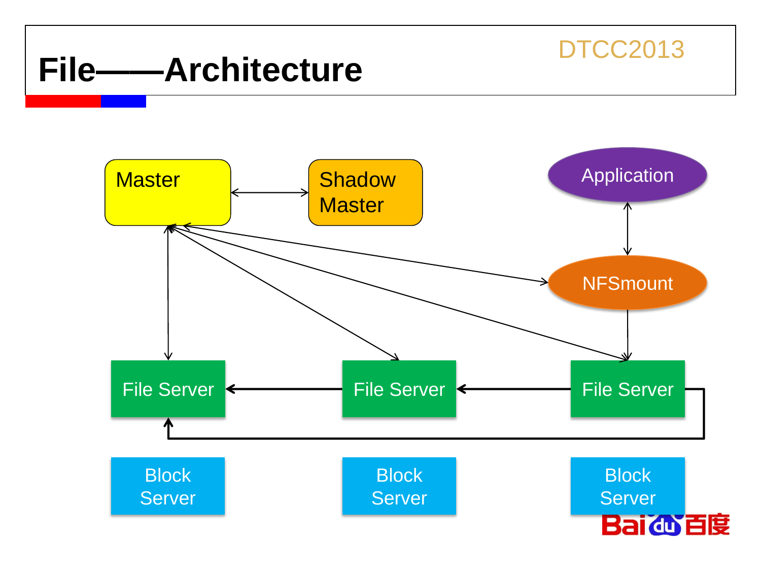# File——Architecture

DTCC2013

Master

Shadow Master

Application

NFSmount

File Server

File Server

File Server

Block Server

Block Server

Block Server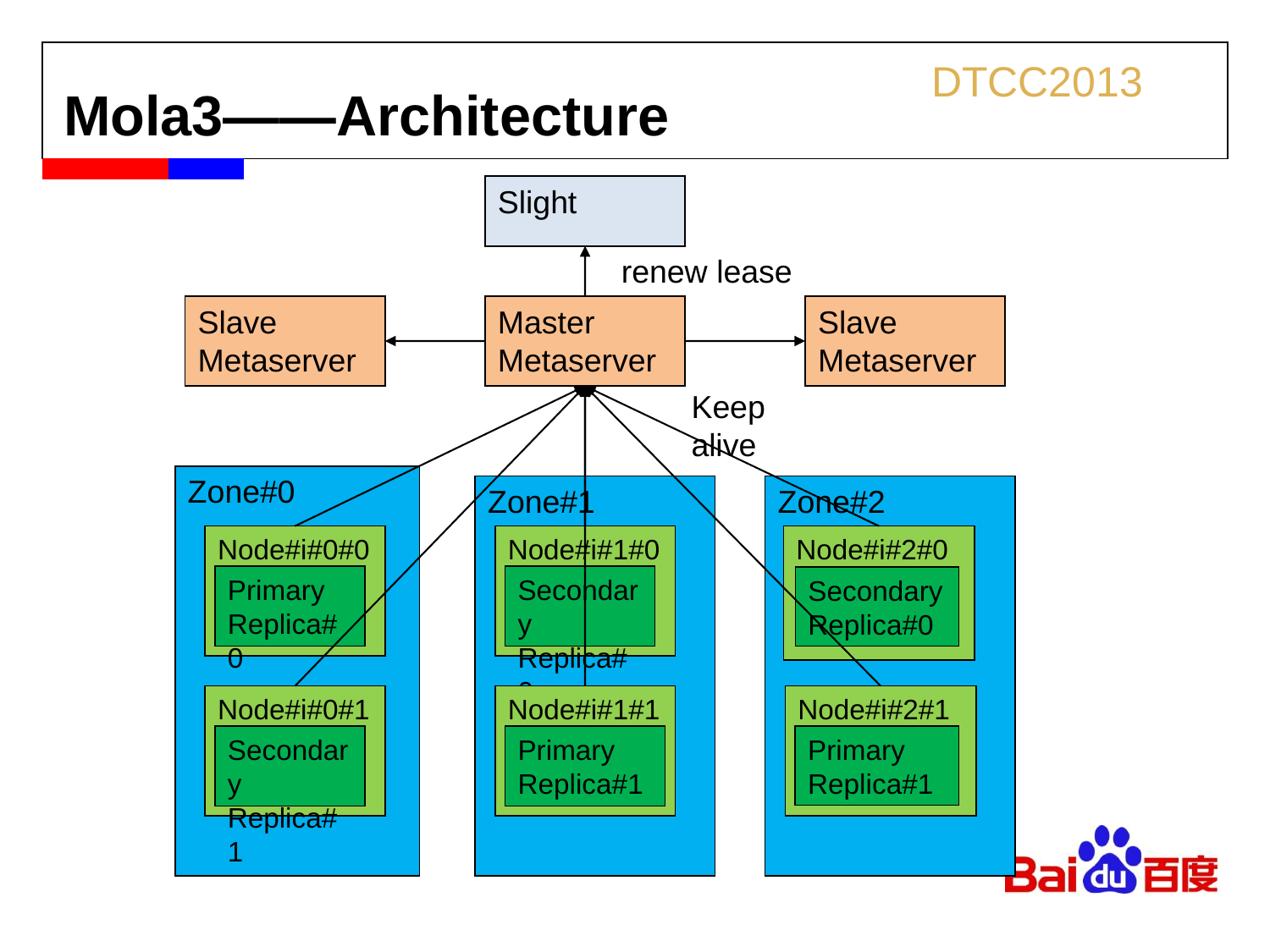# Mola3——Architecture

DTCC2013

Slight

renew lease

Slave Metaserver

Master Metaserver

Slave Metaserver

Keep alive

Zone#0

Node#i#0#0

Primary Replica#0

Node#i#0#1

Secondary Replica#1

Zone#1

Node#i#1#0

Secondary Replica#0

Node#i#1#1

Primary Replica#1

Zone#2

Node#i#2#0

Secondary Replica#0

Node#i#2#1

Primary Replica#1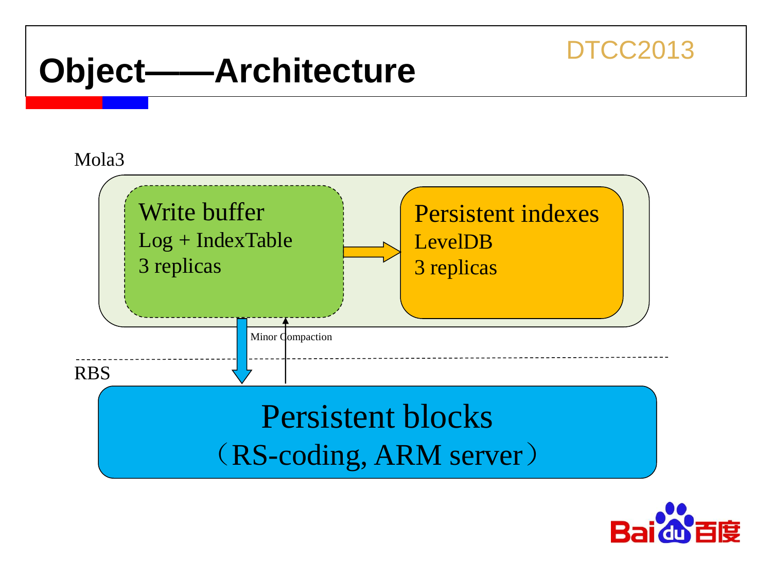# Object——Architecture

Mola3

Write buffer
Log + IndexTable
3 replicas

Persistent indexes
LevelDB
3 replicas

Minor Compaction

RBS

Persistent blocks
（RS-coding, ARM server）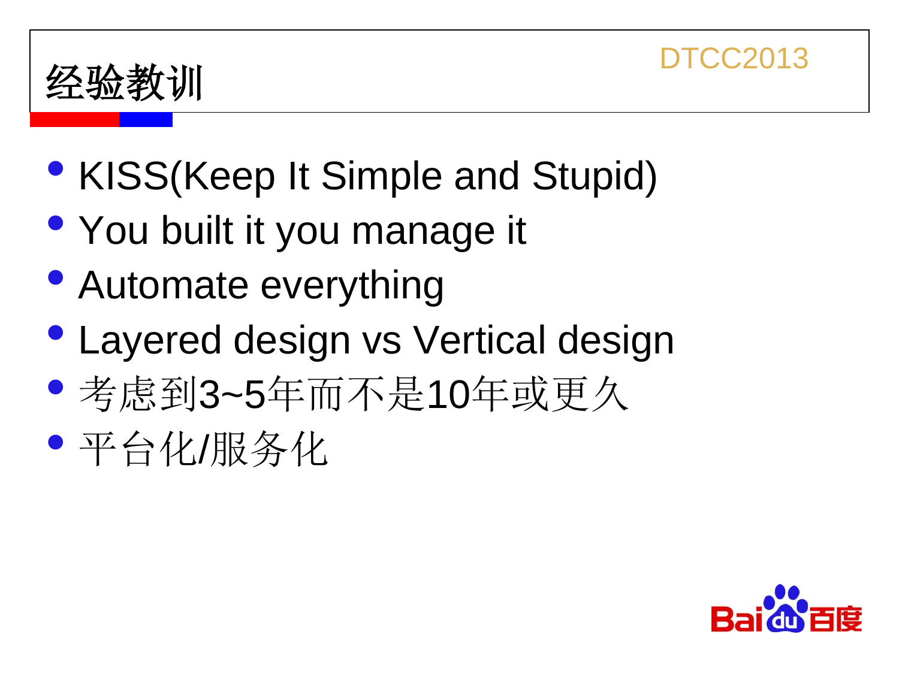# 经验教训

- KISS(Keep It Simple and Stupid)
- You built it you manage it
- Automate everything
- Layered design vs Vertical design
- 考虑到3~5年而不是10年或更久
- 平台化/服务化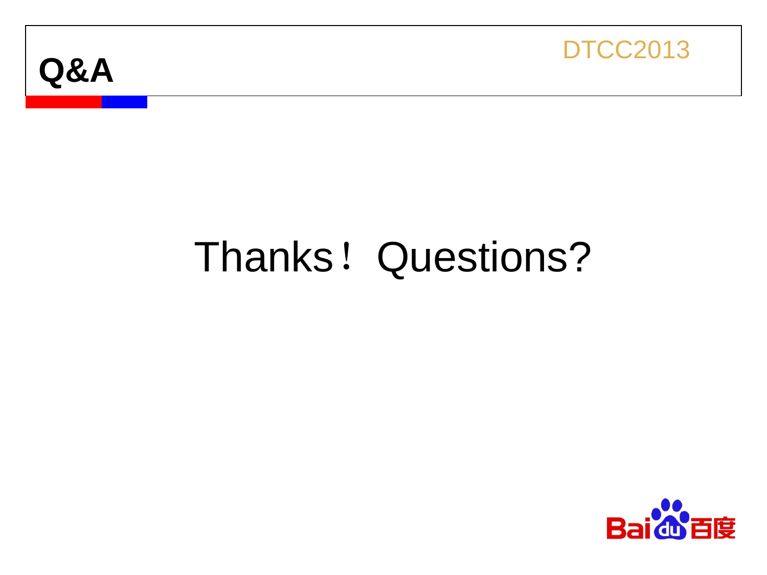# Q&A

Thanks！ Questions?